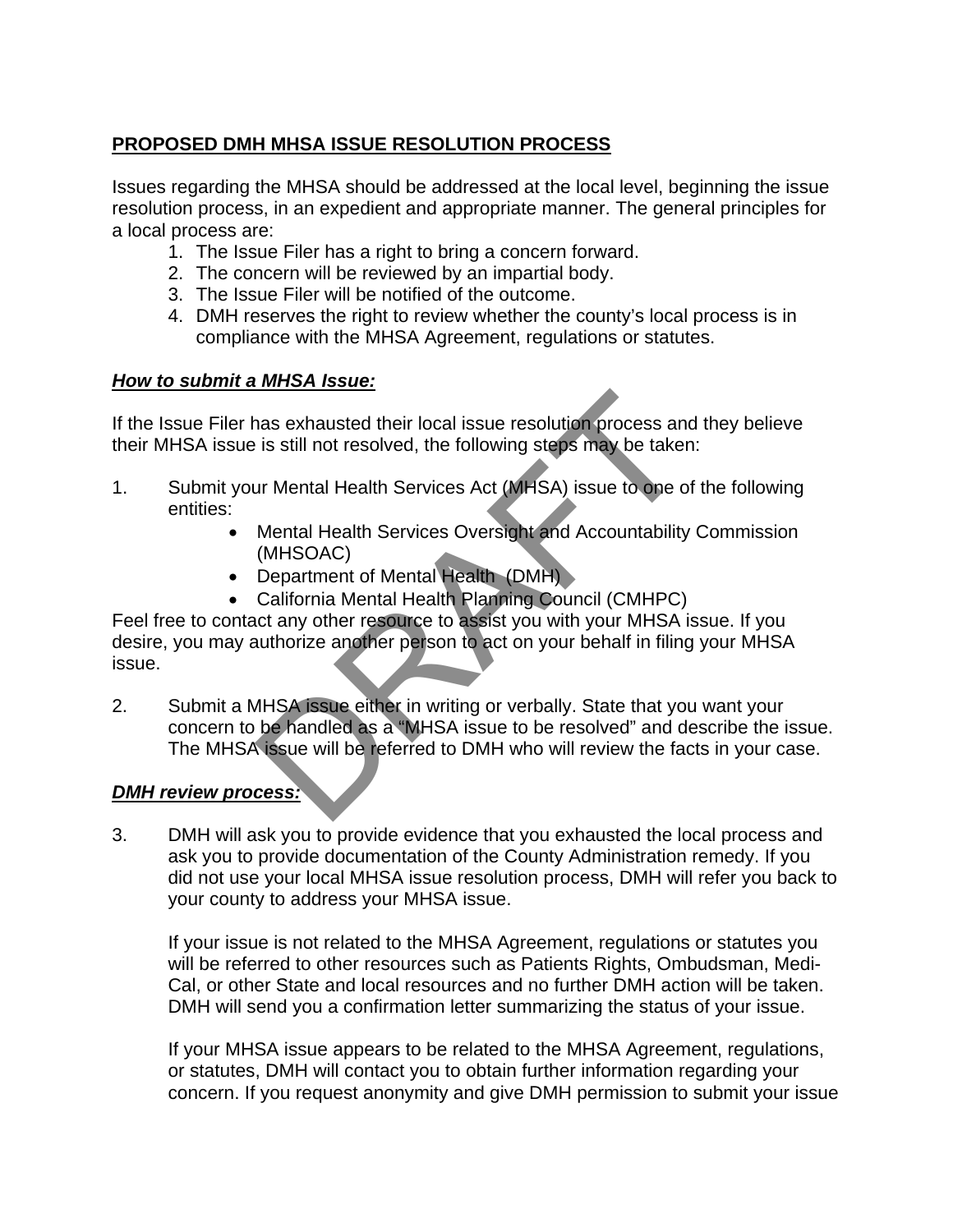**PROPOSED DMH MHSA ISSUE RESOLUTION PROCESS**

Issues regarding the MHSA should be addressed at the local level, beginning the issue resolution process, in an expedient and appropriate manner. The general principles for a local process are:

1. The Issue Filer has a right to bring a concern forward.
2. The concern will be reviewed by an impartial body.
3. The Issue Filer will be notified of the outcome.
4. DMH reserves the right to review whether the county's local process is in compliance with the MHSA Agreement, regulations or statutes.

***How to submit a MHSA Issue:***

If the Issue Filer has exhausted their local issue resolution process and they believe their MHSA issue is still not resolved, the following steps may be taken:

1. Submit your Mental Health Services Act (MHSA) issue to one of the following entities:
    - Mental Health Services Oversight and Accountability Commission (MHSOAC)
    - Department of Mental Health (DMH)
    - California Mental Health Planning Council (CMHPC)

Feel free to contact any other resource to assist you with your MHSA issue. If you desire, you may authorize another person to act on your behalf in filing your MHSA issue.

2. Submit a MHSA issue either in writing or verbally. State that you want your concern to be handled as a "MHSA issue to be resolved" and describe the issue. The MHSA issue will be referred to DMH who will review the facts in your case.

***DMH review process:***

3. DMH will ask you to provide evidence that you exhausted the local process and ask you to provide documentation of the County Administration remedy. If you did not use your local MHSA issue resolution process, DMH will refer you back to your county to address your MHSA issue.

   If your issue is not related to the MHSA Agreement, regulations or statutes you will be referred to other resources such as Patients Rights, Ombudsman, Medi-Cal, or other State and local resources and no further DMH action will be taken. DMH will send you a confirmation letter summarizing the status of your issue.

   If your MHSA issue appears to be related to the MHSA Agreement, regulations, or statutes, DMH will contact you to obtain further information regarding your concern. If you request anonymity and give DMH permission to submit your issue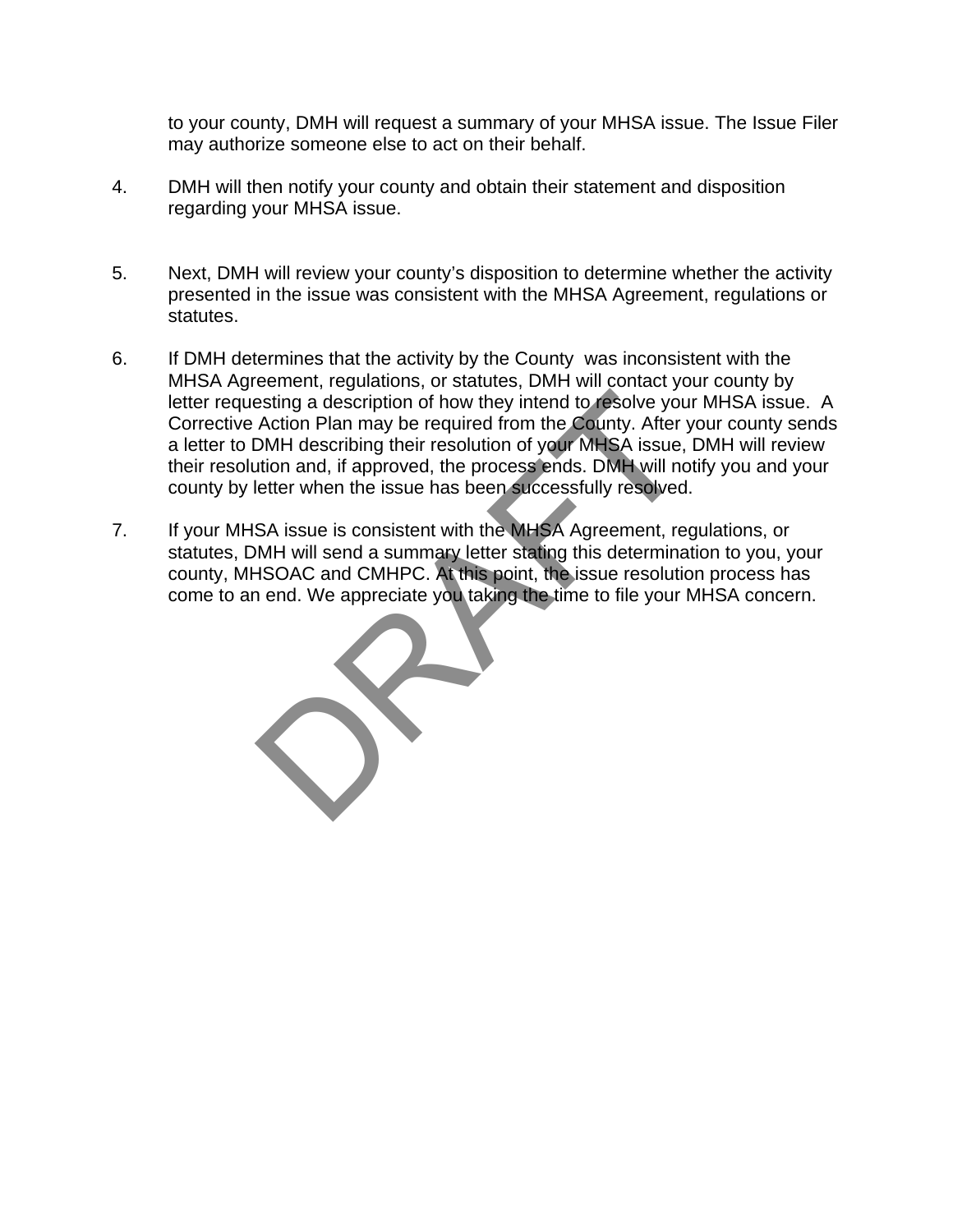to your county, DMH will request a summary of your MHSA issue. The Issue Filer may authorize someone else to act on their behalf.

4. DMH will then notify your county and obtain their statement and disposition regarding your MHSA issue.

5. Next, DMH will review your county's disposition to determine whether the activity presented in the issue was consistent with the MHSA Agreement, regulations or statutes.

6. If DMH determines that the activity by the County was inconsistent with the MHSA Agreement, regulations, or statutes, DMH will contact your county by letter requesting a description of how they intend to resolve your MHSA issue. A Corrective Action Plan may be required from the County. After your county sends a letter to DMH describing their resolution of your MHSA issue, DMH will review their resolution and, if approved, the process ends. DMH will notify you and your county by letter when the issue has been successfully resolved.

7. If your MHSA issue is consistent with the MHSA Agreement, regulations, or statutes, DMH will send a summary letter stating this determination to you, your county, MHSOAC and CMHPC. At this point, the issue resolution process has come to an end. We appreciate you taking the time to file your MHSA concern.